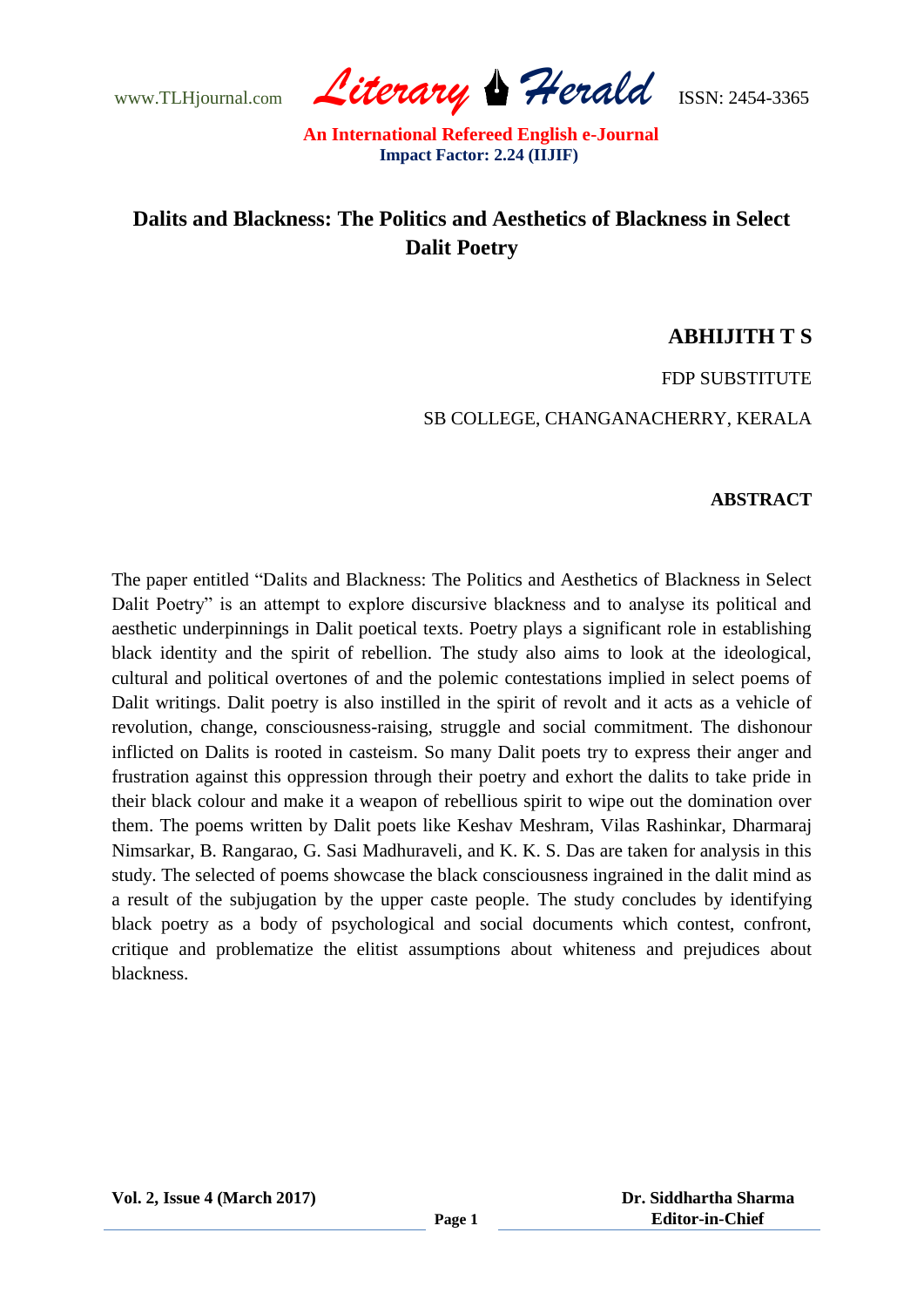# Dalits and Blackness: The Politics and Aesthetics of Blackness in Select Dalit Poetry

**ABHIJITH T S**

FDP SUBSTITUTE

SB COLLEGE, CHANGANACHERRY, KERALA

**ABSTRACT**

The paper entitled "Dalits and Blackness: The Politics and Aesthetics of Blackness in Select Dalit Poetry" is an attempt to explore discursive blackness and to analyse its political and aesthetic underpinnings in Dalit poetical texts. Poetry plays a significant role in establishing black identity and the spirit of rebellion. The study also aims to look at the ideological, cultural and political overtones of and the polemic contestations implied in select poems of Dalit writings. Dalit poetry is also instilled in the spirit of revolt and it acts as a vehicle of revolution, change, consciousness-raising, struggle and social commitment. The dishonour inflicted on Dalits is rooted in casteism. So many Dalit poets try to express their anger and frustration against this oppression through their poetry and exhort the dalits to take pride in their black colour and make it a weapon of rebellious spirit to wipe out the domination over them. The poems written by Dalit poets like Keshav Meshram, Vilas Rashinkar, Dharmaraj Nimsarkar, B. Rangarao, G. Sasi Madhuraveli, and K. K. S. Das are taken for analysis in this study. The selected of poems showcase the black consciousness ingrained in the dalit mind as a result of the subjugation by the upper caste people. The study concludes by identifying black poetry as a body of psychological and social documents which contest, confront, critique and problematize the elitist assumptions about whiteness and prejudices about blackness.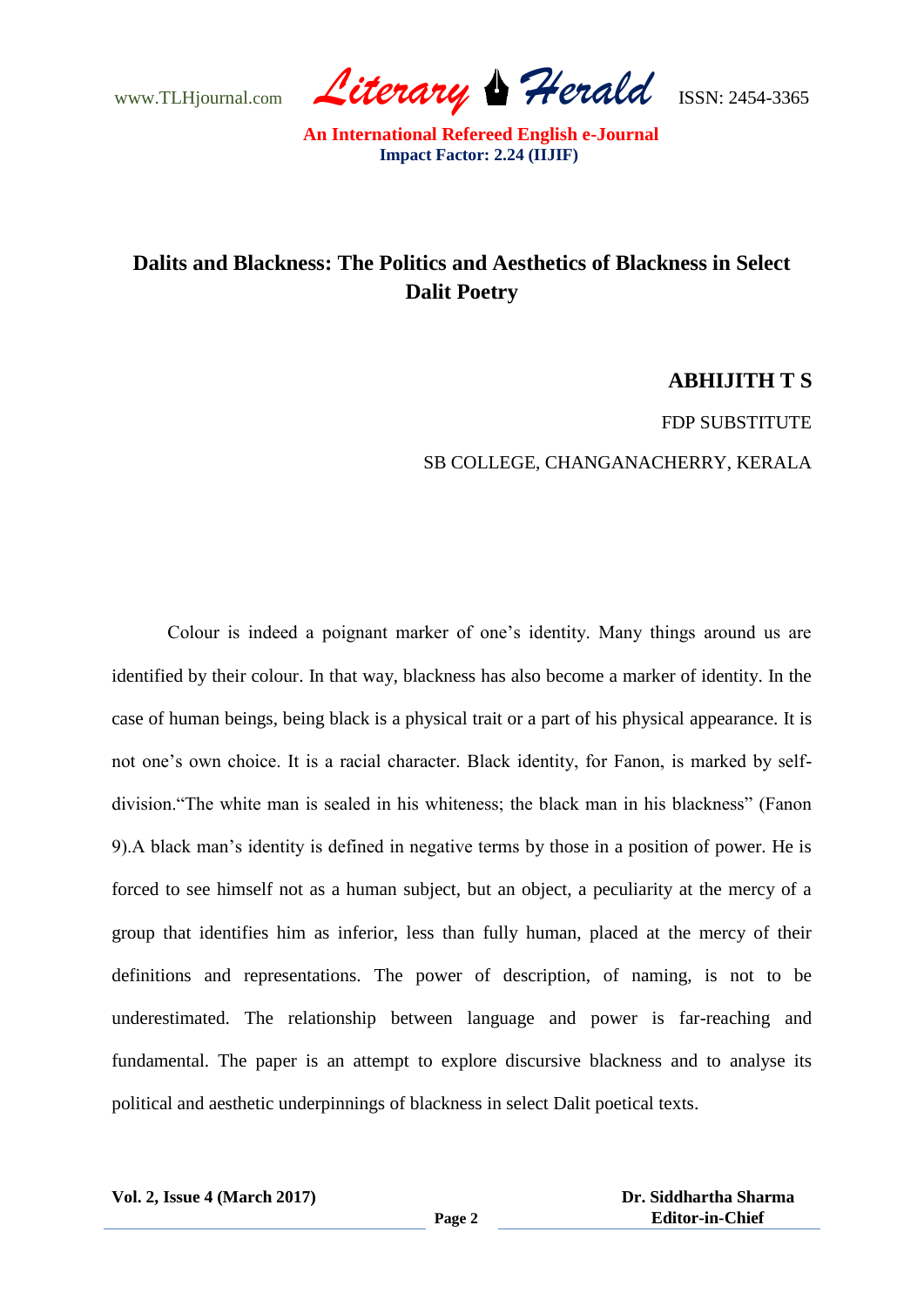# Dalits and Blackness: The Politics and Aesthetics of Blackness in Select Dalit Poetry

**ABHIJITH T S**

FDP SUBSTITUTE

SB COLLEGE, CHANGANACHERRY, KERALA

Colour is indeed a poignant marker of one's identity. Many things around us are identified by their colour. In that way, blackness has also become a marker of identity. In the case of human beings, being black is a physical trait or a part of his physical appearance. It is not one's own choice. It is a racial character. Black identity, for Fanon, is marked by self-division."The white man is sealed in his whiteness; the black man in his blackness" (Fanon 9).A black man's identity is defined in negative terms by those in a position of power. He is forced to see himself not as a human subject, but an object, a peculiarity at the mercy of a group that identifies him as inferior, less than fully human, placed at the mercy of their definitions and representations. The power of description, of naming, is not to be underestimated. The relationship between language and power is far-reaching and fundamental. The paper is an attempt to explore discursive blackness and to analyse its political and aesthetic underpinnings of blackness in select Dalit poetical texts.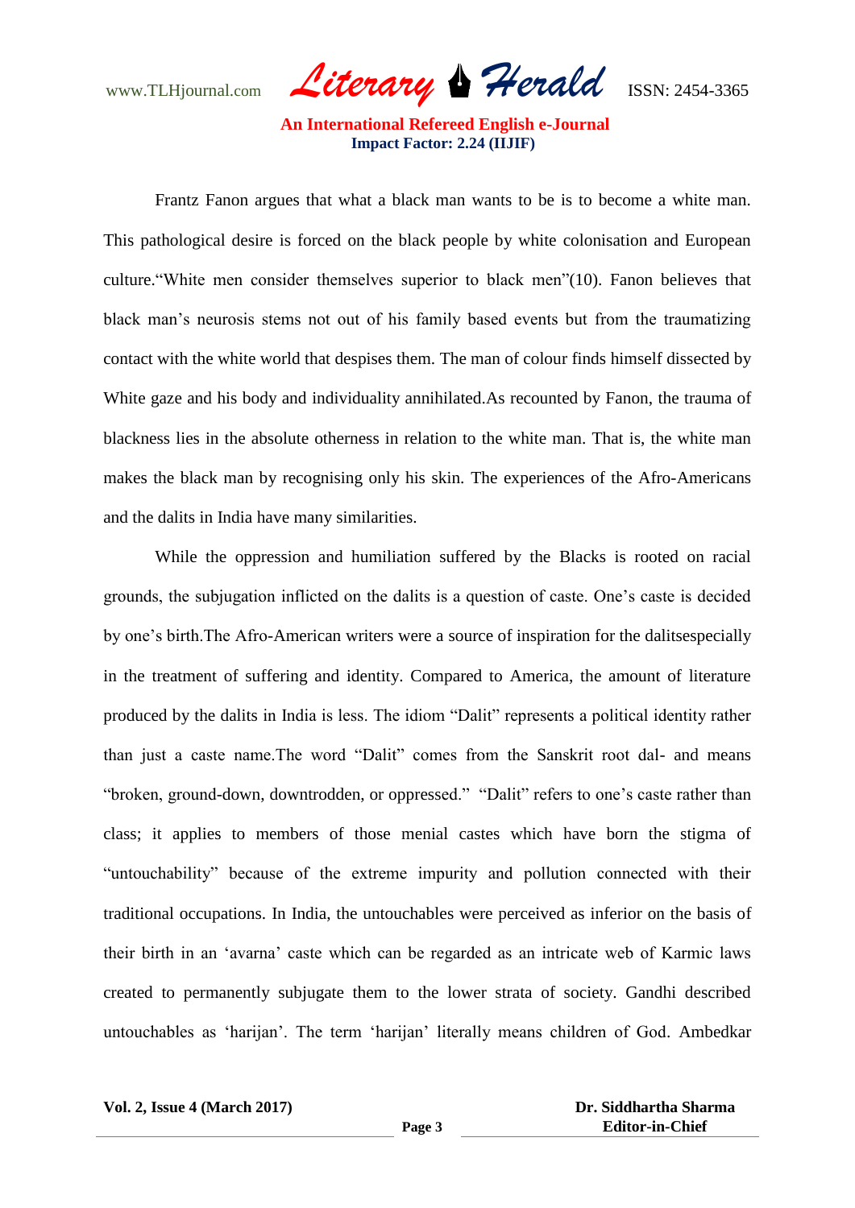Frantz Fanon argues that what a black man wants to be is to become a white man. This pathological desire is forced on the black people by white colonisation and European culture."White men consider themselves superior to black men"(10). Fanon believes that black man's neurosis stems not out of his family based events but from the traumatizing contact with the white world that despises them. The man of colour finds himself dissected by White gaze and his body and individuality annihilated.As recounted by Fanon, the trauma of blackness lies in the absolute otherness in relation to the white man. That is, the white man makes the black man by recognising only his skin. The experiences of the Afro-Americans and the dalits in India have many similarities.

While the oppression and humiliation suffered by the Blacks is rooted on racial grounds, the subjugation inflicted on the dalits is a question of caste. One's caste is decided by one's birth.The Afro-American writers were a source of inspiration for the dalitsespecially in the treatment of suffering and identity. Compared to America, the amount of literature produced by the dalits in India is less. The idiom "Dalit" represents a political identity rather than just a caste name.The word "Dalit" comes from the Sanskrit root dal- and means "broken, ground-down, downtrodden, or oppressed." "Dalit" refers to one's caste rather than class; it applies to members of those menial castes which have born the stigma of "untouchability" because of the extreme impurity and pollution connected with their traditional occupations. In India, the untouchables were perceived as inferior on the basis of their birth in an 'avarna' caste which can be regarded as an intricate web of Karmic laws created to permanently subjugate them to the lower strata of society. Gandhi described untouchables as 'harijan'. The term 'harijan' literally means children of God. Ambedkar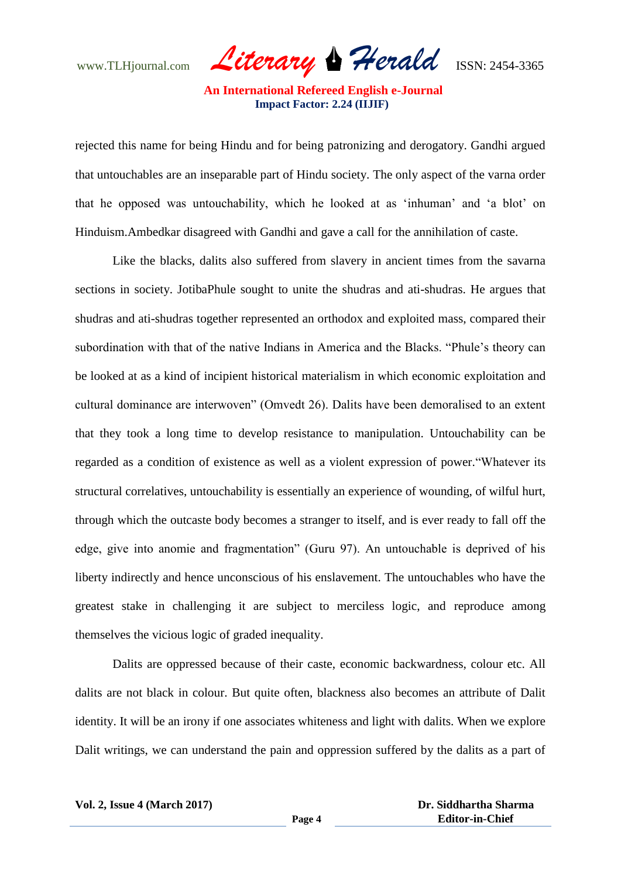rejected this name for being Hindu and for being patronizing and derogatory. Gandhi argued that untouchables are an inseparable part of Hindu society. The only aspect of the varna order that he opposed was untouchability, which he looked at as 'inhuman' and 'a blot' on Hinduism.Ambedkar disagreed with Gandhi and gave a call for the annihilation of caste.

Like the blacks, dalits also suffered from slavery in ancient times from the savarna sections in society. JotibaPhule sought to unite the shudras and ati-shudras. He argues that shudras and ati-shudras together represented an orthodox and exploited mass, compared their subordination with that of the native Indians in America and the Blacks. "Phule's theory can be looked at as a kind of incipient historical materialism in which economic exploitation and cultural dominance are interwoven" (Omvedt 26). Dalits have been demoralised to an extent that they took a long time to develop resistance to manipulation. Untouchability can be regarded as a condition of existence as well as a violent expression of power."Whatever its structural correlatives, untouchability is essentially an experience of wounding, of wilful hurt, through which the outcaste body becomes a stranger to itself, and is ever ready to fall off the edge, give into anomie and fragmentation" (Guru 97). An untouchable is deprived of his liberty indirectly and hence unconscious of his enslavement. The untouchables who have the greatest stake in challenging it are subject to merciless logic, and reproduce among themselves the vicious logic of graded inequality.

Dalits are oppressed because of their caste, economic backwardness, colour etc. All dalits are not black in colour. But quite often, blackness also becomes an attribute of Dalit identity. It will be an irony if one associates whiteness and light with dalits. When we explore Dalit writings, we can understand the pain and oppression suffered by the dalits as a part of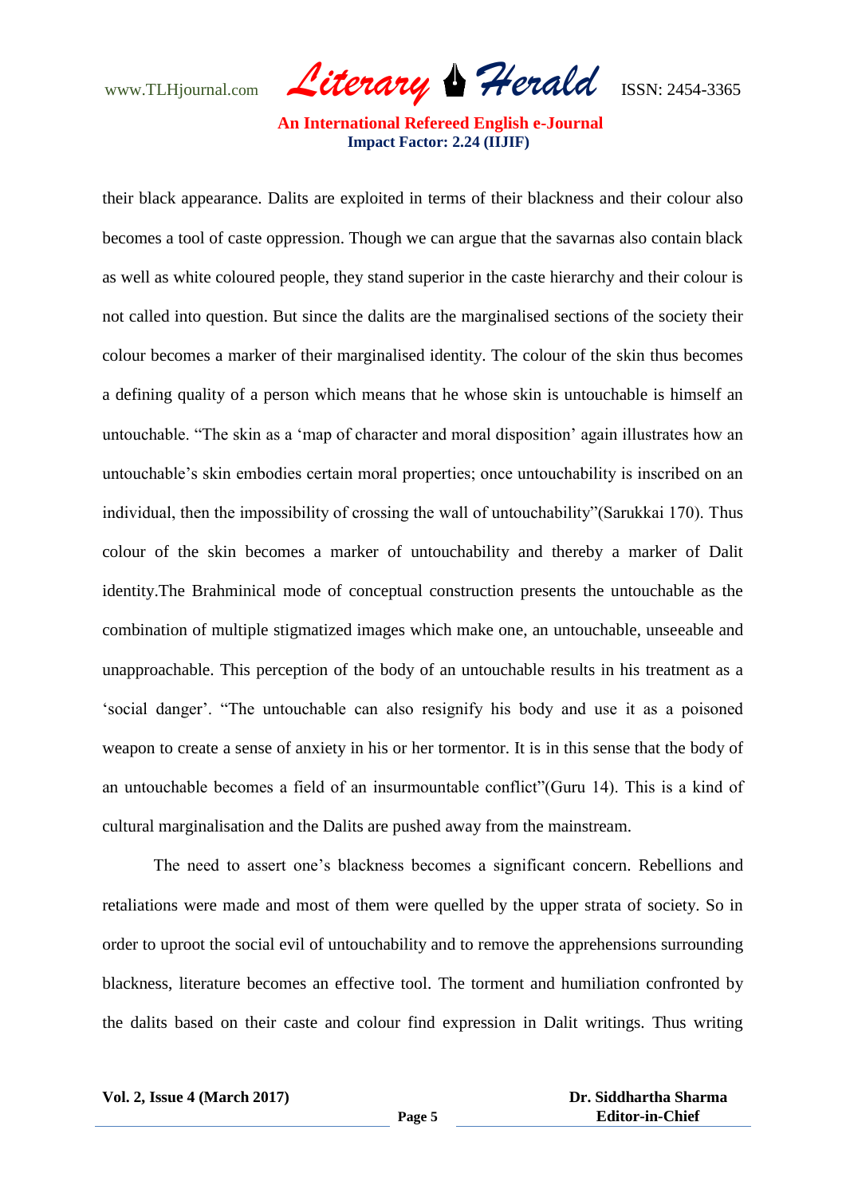their black appearance. Dalits are exploited in terms of their blackness and their colour also becomes a tool of caste oppression. Though we can argue that the savarnas also contain black as well as white coloured people, they stand superior in the caste hierarchy and their colour is not called into question. But since the dalits are the marginalised sections of the society their colour becomes a marker of their marginalised identity. The colour of the skin thus becomes a defining quality of a person which means that he whose skin is untouchable is himself an untouchable. "The skin as a 'map of character and moral disposition' again illustrates how an untouchable's skin embodies certain moral properties; once untouchability is inscribed on an individual, then the impossibility of crossing the wall of untouchability"(Sarukkai 170). Thus colour of the skin becomes a marker of untouchability and thereby a marker of Dalit identity.The Brahminical mode of conceptual construction presents the untouchable as the combination of multiple stigmatized images which make one, an untouchable, unseeable and unapproachable. This perception of the body of an untouchable results in his treatment as a 'social danger'. "The untouchable can also resignify his body and use it as a poisoned weapon to create a sense of anxiety in his or her tormentor. It is in this sense that the body of an untouchable becomes a field of an insurmountable conflict"(Guru 14). This is a kind of cultural marginalisation and the Dalits are pushed away from the mainstream.

The need to assert one's blackness becomes a significant concern. Rebellions and retaliations were made and most of them were quelled by the upper strata of society. So in order to uproot the social evil of untouchability and to remove the apprehensions surrounding blackness, literature becomes an effective tool. The torment and humiliation confronted by the dalits based on their caste and colour find expression in Dalit writings. Thus writing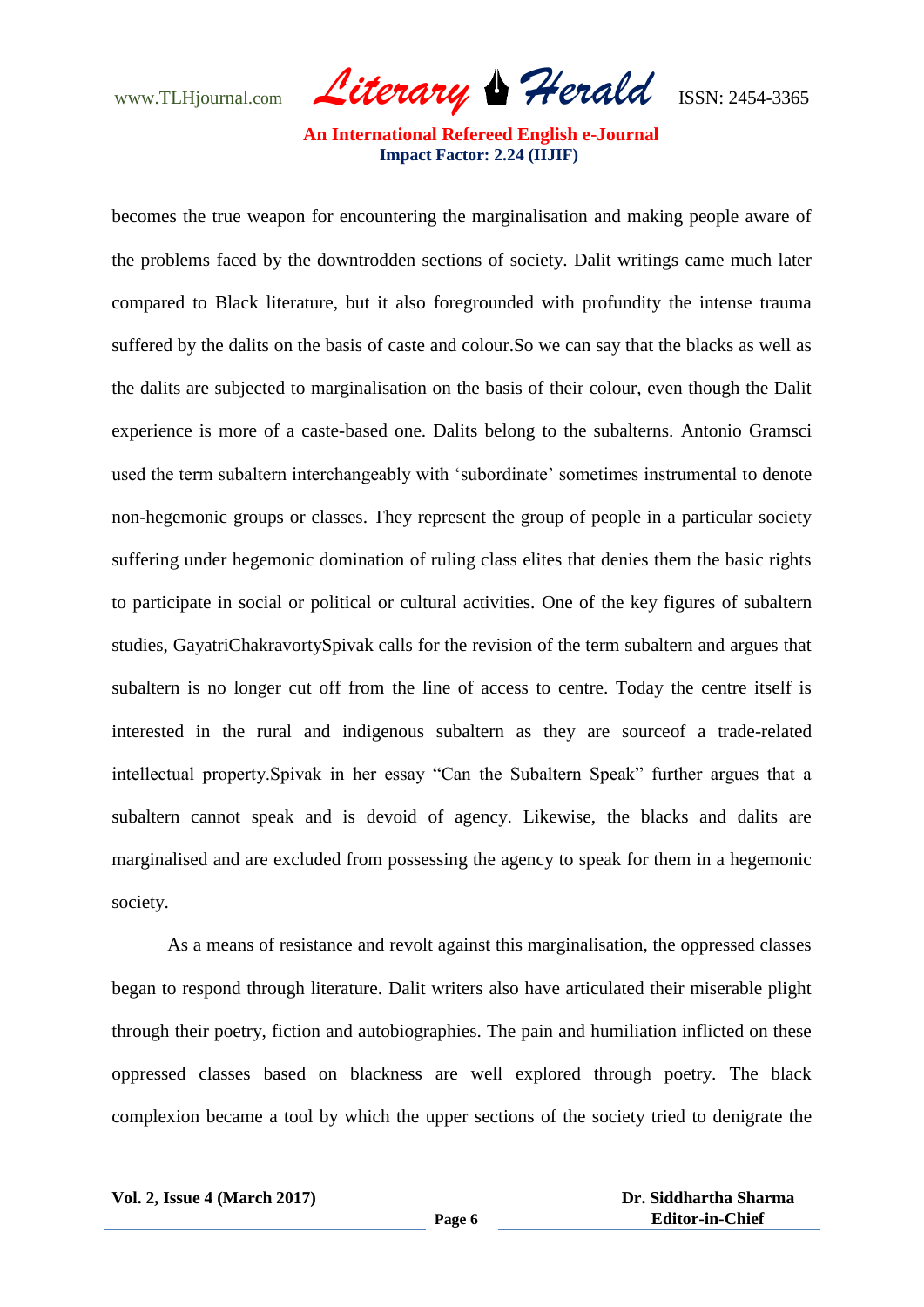becomes the true weapon for encountering the marginalisation and making people aware of the problems faced by the downtrodden sections of society. Dalit writings came much later compared to Black literature, but it also foregrounded with profundity the intense trauma suffered by the dalits on the basis of caste and colour.So we can say that the blacks as well as the dalits are subjected to marginalisation on the basis of their colour, even though the Dalit experience is more of a caste-based one. Dalits belong to the subalterns. Antonio Gramsci used the term subaltern interchangeably with 'subordinate' sometimes instrumental to denote non-hegemonic groups or classes. They represent the group of people in a particular society suffering under hegemonic domination of ruling class elites that denies them the basic rights to participate in social or political or cultural activities. One of the key figures of subaltern studies, GayatriChakravortySpivak calls for the revision of the term subaltern and argues that subaltern is no longer cut off from the line of access to centre. Today the centre itself is interested in the rural and indigenous subaltern as they are sourceof a trade-related intellectual property.Spivak in her essay "Can the Subaltern Speak" further argues that a subaltern cannot speak and is devoid of agency. Likewise, the blacks and dalits are marginalised and are excluded from possessing the agency to speak for them in a hegemonic society.

As a means of resistance and revolt against this marginalisation, the oppressed classes began to respond through literature. Dalit writers also have articulated their miserable plight through their poetry, fiction and autobiographies. The pain and humiliation inflicted on these oppressed classes based on blackness are well explored through poetry. The black complexion became a tool by which the upper sections of the society tried to denigrate the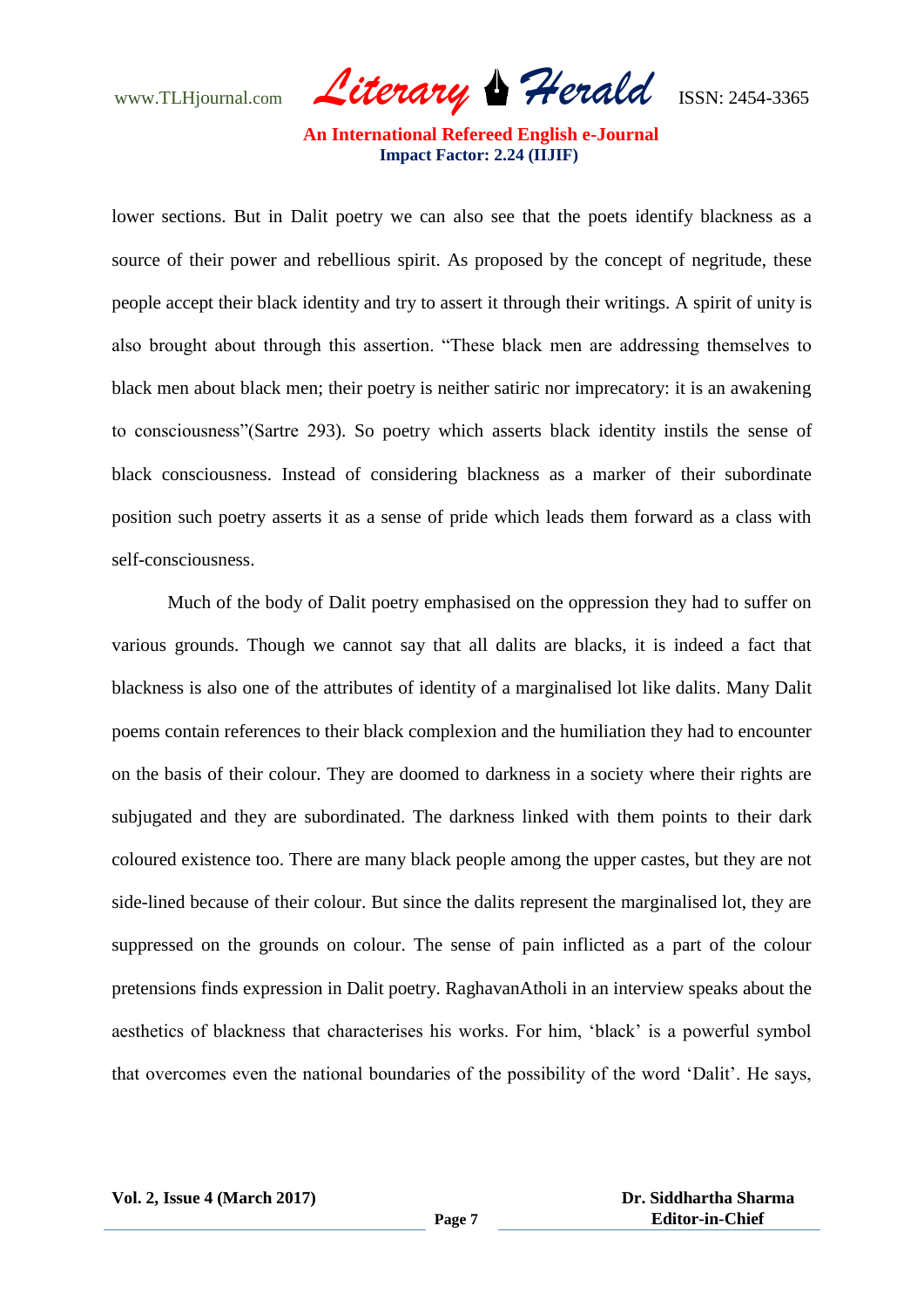lower sections. But in Dalit poetry we can also see that the poets identify blackness as a source of their power and rebellious spirit. As proposed by the concept of negritude, these people accept their black identity and try to assert it through their writings. A spirit of unity is also brought about through this assertion. “These black men are addressing themselves to black men about black men; their poetry is neither satiric nor imprecatory: it is an awakening to consciousness”(Sartre 293). So poetry which asserts black identity instils the sense of black consciousness. Instead of considering blackness as a marker of their subordinate position such poetry asserts it as a sense of pride which leads them forward as a class with self-consciousness.

Much of the body of Dalit poetry emphasised on the oppression they had to suffer on various grounds. Though we cannot say that all dalits are blacks, it is indeed a fact that blackness is also one of the attributes of identity of a marginalised lot like dalits. Many Dalit poems contain references to their black complexion and the humiliation they had to encounter on the basis of their colour. They are doomed to darkness in a society where their rights are subjugated and they are subordinated. The darkness linked with them points to their dark coloured existence too. There are many black people among the upper castes, but they are not side-lined because of their colour. But since the dalits represent the marginalised lot, they are suppressed on the grounds on colour. The sense of pain inflicted as a part of the colour pretensions finds expression in Dalit poetry. RaghavanAtholi in an interview speaks about the aesthetics of blackness that characterises his works. For him, ‘black’ is a powerful symbol that overcomes even the national boundaries of the possibility of the word ‘Dalit’. He says,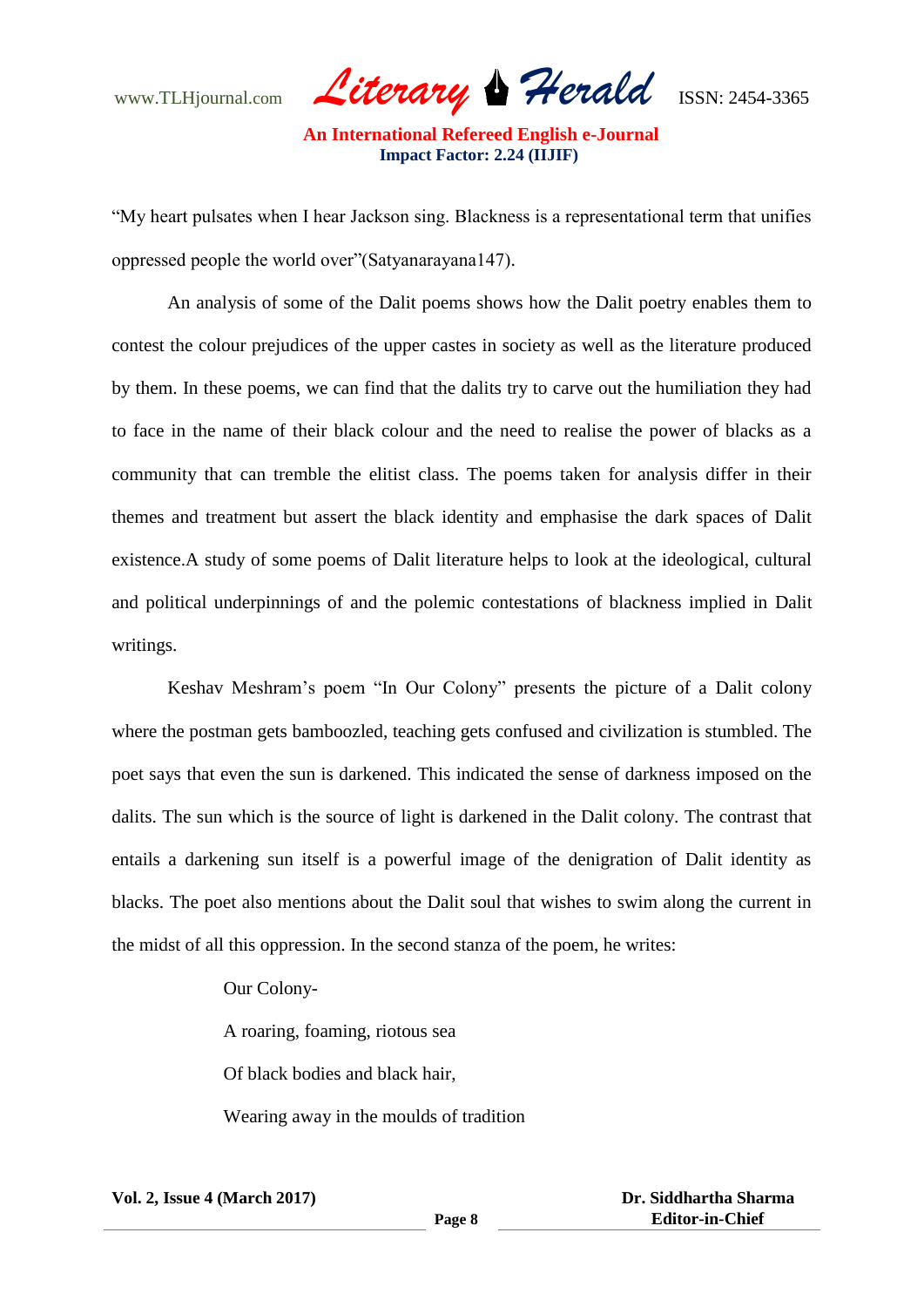"My heart pulsates when I hear Jackson sing. Blackness is a representational term that unifies oppressed people the world over"(Satyanarayana147).

An analysis of some of the Dalit poems shows how the Dalit poetry enables them to contest the colour prejudices of the upper castes in society as well as the literature produced by them. In these poems, we can find that the dalits try to carve out the humiliation they had to face in the name of their black colour and the need to realise the power of blacks as a community that can tremble the elitist class. The poems taken for analysis differ in their themes and treatment but assert the black identity and emphasise the dark spaces of Dalit existence.A study of some poems of Dalit literature helps to look at the ideological, cultural and political underpinnings of and the polemic contestations of blackness implied in Dalit writings.

Keshav Meshram's poem "In Our Colony" presents the picture of a Dalit colony where the postman gets bamboozled, teaching gets confused and civilization is stumbled. The poet says that even the sun is darkened. This indicated the sense of darkness imposed on the dalits. The sun which is the source of light is darkened in the Dalit colony. The contrast that entails a darkening sun itself is a powerful image of the denigration of Dalit identity as blacks. The poet also mentions about the Dalit soul that wishes to swim along the current in the midst of all this oppression. In the second stanza of the poem, he writes:

> Our Colony-
>
> A roaring, foaming, riotous sea
>
> Of black bodies and black hair,
>
> Wearing away in the moulds of tradition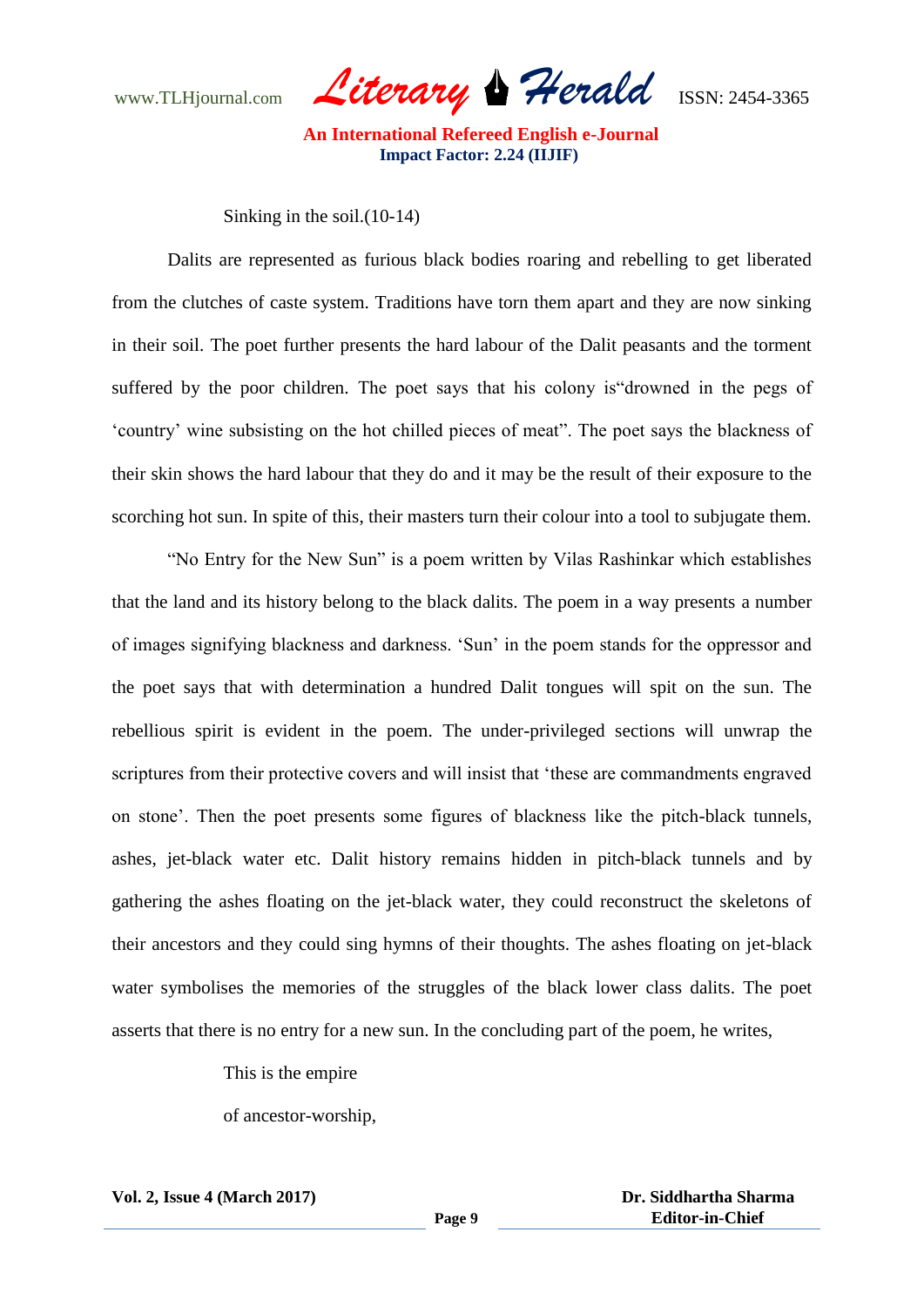Sinking in the soil.(10-14)

Dalits are represented as furious black bodies roaring and rebelling to get liberated from the clutches of caste system. Traditions have torn them apart and they are now sinking in their soil. The poet further presents the hard labour of the Dalit peasants and the torment suffered by the poor children. The poet says that his colony is"drowned in the pegs of 'country' wine subsisting on the hot chilled pieces of meat". The poet says the blackness of their skin shows the hard labour that they do and it may be the result of their exposure to the scorching hot sun. In spite of this, their masters turn their colour into a tool to subjugate them.

"No Entry for the New Sun" is a poem written by Vilas Rashinkar which establishes that the land and its history belong to the black dalits. The poem in a way presents a number of images signifying blackness and darkness. 'Sun' in the poem stands for the oppressor and the poet says that with determination a hundred Dalit tongues will spit on the sun. The rebellious spirit is evident in the poem. The under-privileged sections will unwrap the scriptures from their protective covers and will insist that 'these are commandments engraved on stone'. Then the poet presents some figures of blackness like the pitch-black tunnels, ashes, jet-black water etc. Dalit history remains hidden in pitch-black tunnels and by gathering the ashes floating on the jet-black water, they could reconstruct the skeletons of their ancestors and they could sing hymns of their thoughts. The ashes floating on jet-black water symbolises the memories of the struggles of the black lower class dalits. The poet asserts that there is no entry for a new sun. In the concluding part of the poem, he writes,

This is the empire

of ancestor-worship,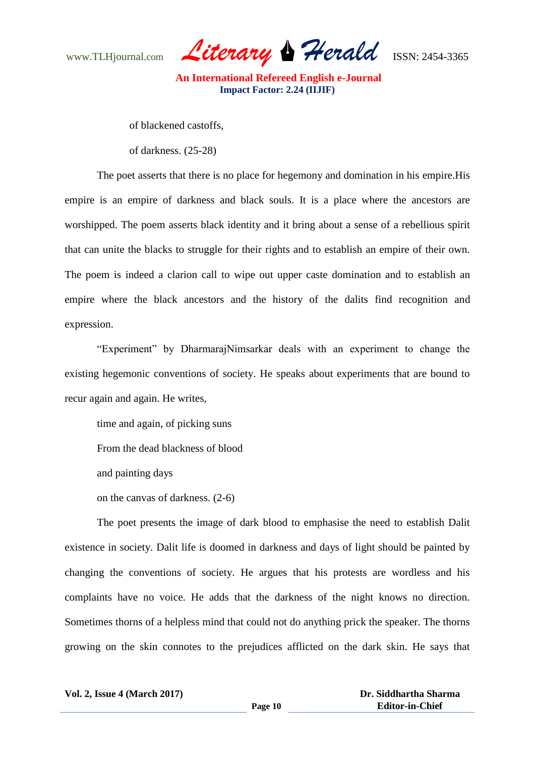of blackened castoffs,

of darkness. (25-28)

The poet asserts that there is no place for hegemony and domination in his empire.His empire is an empire of darkness and black souls. It is a place where the ancestors are worshipped. The poem asserts black identity and it bring about a sense of a rebellious spirit that can unite the blacks to struggle for their rights and to establish an empire of their own. The poem is indeed a clarion call to wipe out upper caste domination and to establish an empire where the black ancestors and the history of the dalits find recognition and expression.

"Experiment" by DharmarajNimsarkar deals with an experiment to change the existing hegemonic conventions of society. He speaks about experiments that are bound to recur again and again. He writes,

time and again, of picking suns

From the dead blackness of blood

and painting days

on the canvas of darkness. (2-6)

The poet presents the image of dark blood to emphasise the need to establish Dalit existence in society. Dalit life is doomed in darkness and days of light should be painted by changing the conventions of society. He argues that his protests are wordless and his complaints have no voice. He adds that the darkness of the night knows no direction. Sometimes thorns of a helpless mind that could not do anything prick the speaker. The thorns growing on the skin connotes to the prejudices afflicted on the dark skin. He says that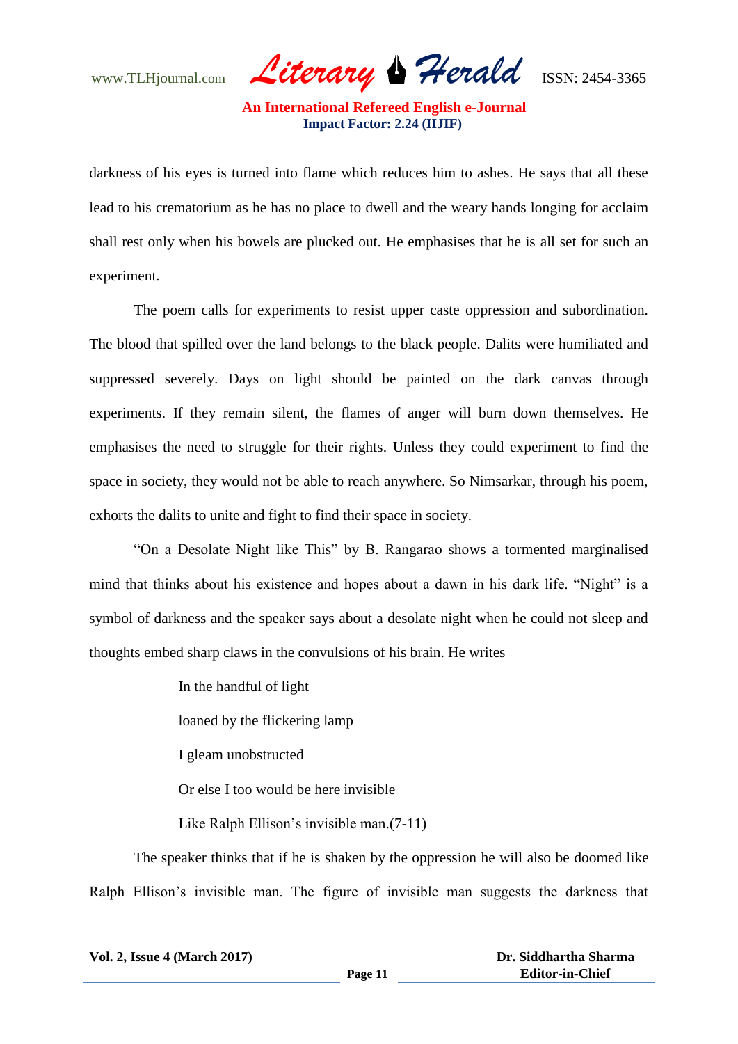darkness of his eyes is turned into flame which reduces him to ashes. He says that all these lead to his crematorium as he has no place to dwell and the weary hands longing for acclaim shall rest only when his bowels are plucked out. He emphasises that he is all set for such an experiment.

The poem calls for experiments to resist upper caste oppression and subordination. The blood that spilled over the land belongs to the black people. Dalits were humiliated and suppressed severely. Days on light should be painted on the dark canvas through experiments. If they remain silent, the flames of anger will burn down themselves. He emphasises the need to struggle for their rights. Unless they could experiment to find the space in society, they would not be able to reach anywhere. So Nimsarkar, through his poem, exhorts the dalits to unite and fight to find their space in society.

"On a Desolate Night like This" by B. Rangarao shows a tormented marginalised mind that thinks about his existence and hopes about a dawn in his dark life. "Night" is a symbol of darkness and the speaker says about a desolate night when he could not sleep and thoughts embed sharp claws in the convulsions of his brain. He writes

> In the handful of light
>
> loaned by the flickering lamp
>
> I gleam unobstructed
>
> Or else I too would be here invisible
>
> Like Ralph Ellison's invisible man.(7-11)

The speaker thinks that if he is shaken by the oppression he will also be doomed like Ralph Ellison's invisible man. The figure of invisible man suggests the darkness that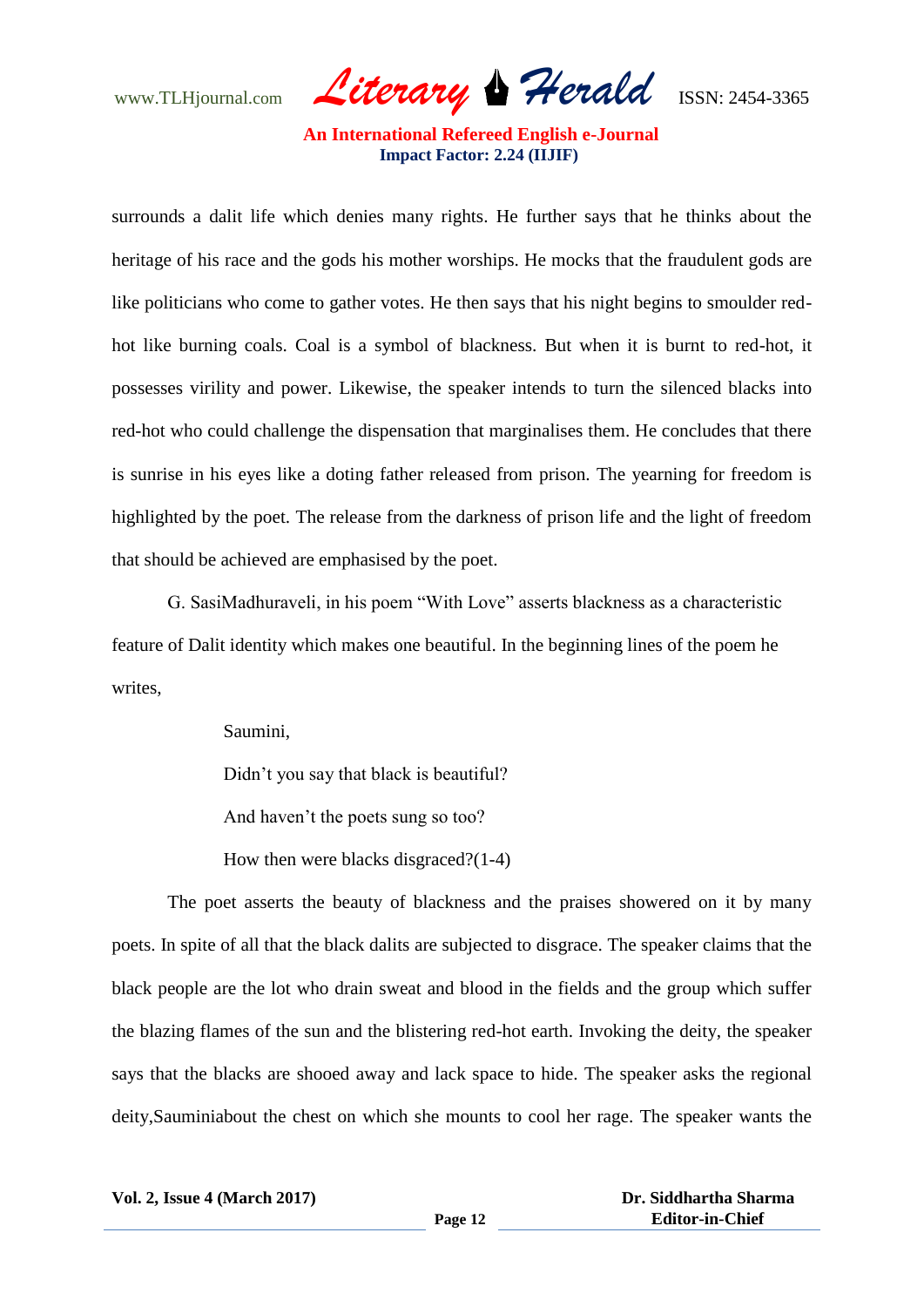surrounds a dalit life which denies many rights. He further says that he thinks about the heritage of his race and the gods his mother worships. He mocks that the fraudulent gods are like politicians who come to gather votes. He then says that his night begins to smoulder red-hot like burning coals. Coal is a symbol of blackness. But when it is burnt to red-hot, it possesses virility and power. Likewise, the speaker intends to turn the silenced blacks into red-hot who could challenge the dispensation that marginalises them. He concludes that there is sunrise in his eyes like a doting father released from prison. The yearning for freedom is highlighted by the poet. The release from the darkness of prison life and the light of freedom that should be achieved are emphasised by the poet.

G. SasiMadhuraveli, in his poem "With Love" asserts blackness as a characteristic feature of Dalit identity which makes one beautiful. In the beginning lines of the poem he writes,

> Saumini,
>
> Didn't you say that black is beautiful?
>
> And haven't the poets sung so too?
>
> How then were blacks disgraced?(1-4)

The poet asserts the beauty of blackness and the praises showered on it by many poets. In spite of all that the black dalits are subjected to disgrace. The speaker claims that the black people are the lot who drain sweat and blood in the fields and the group which suffer the blazing flames of the sun and the blistering red-hot earth. Invoking the deity, the speaker says that the blacks are shooed away and lack space to hide. The speaker asks the regional deity,Sauminiabout the chest on which she mounts to cool her rage. The speaker wants the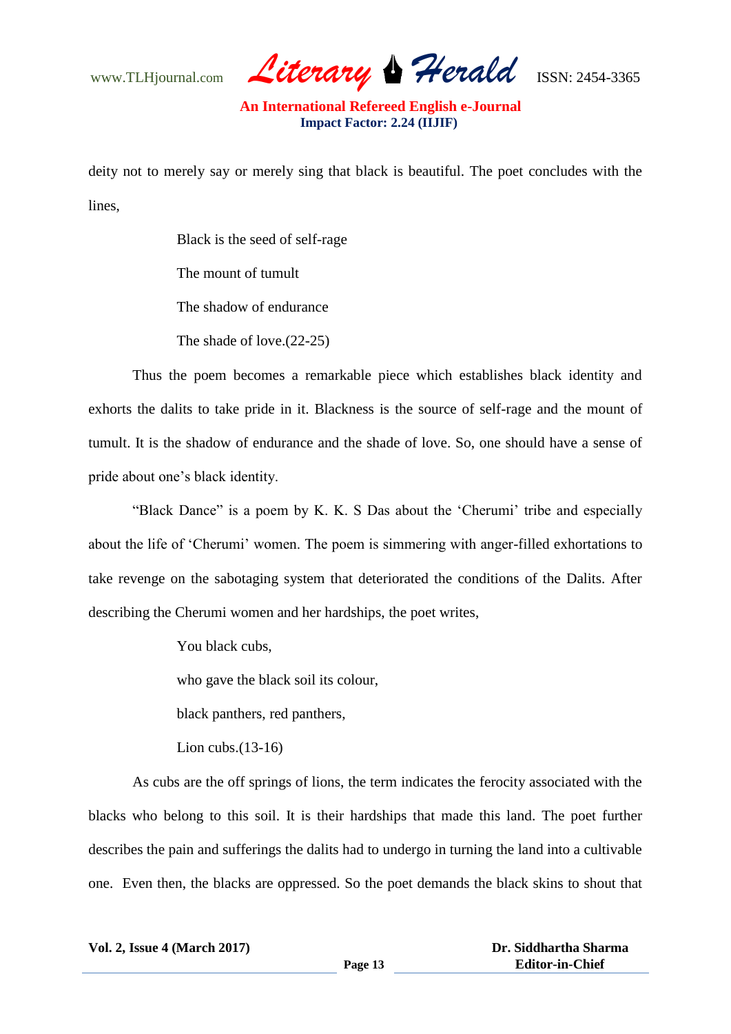deity not to merely say or merely sing that black is beautiful. The poet concludes with the lines,

> Black is the seed of self-rage
>
> The mount of tumult
>
> The shadow of endurance
>
> The shade of love.(22-25)

Thus the poem becomes a remarkable piece which establishes black identity and exhorts the dalits to take pride in it. Blackness is the source of self-rage and the mount of tumult. It is the shadow of endurance and the shade of love. So, one should have a sense of pride about one's black identity.

"Black Dance" is a poem by K. K. S Das about the 'Cherumi' tribe and especially about the life of 'Cherumi' women. The poem is simmering with anger-filled exhortations to take revenge on the sabotaging system that deteriorated the conditions of the Dalits. After describing the Cherumi women and her hardships, the poet writes,

> You black cubs,
>
> who gave the black soil its colour,
>
> black panthers, red panthers,
>
> Lion cubs.(13-16)

As cubs are the off springs of lions, the term indicates the ferocity associated with the blacks who belong to this soil. It is their hardships that made this land. The poet further describes the pain and sufferings the dalits had to undergo in turning the land into a cultivable one. Even then, the blacks are oppressed. So the poet demands the black skins to shout that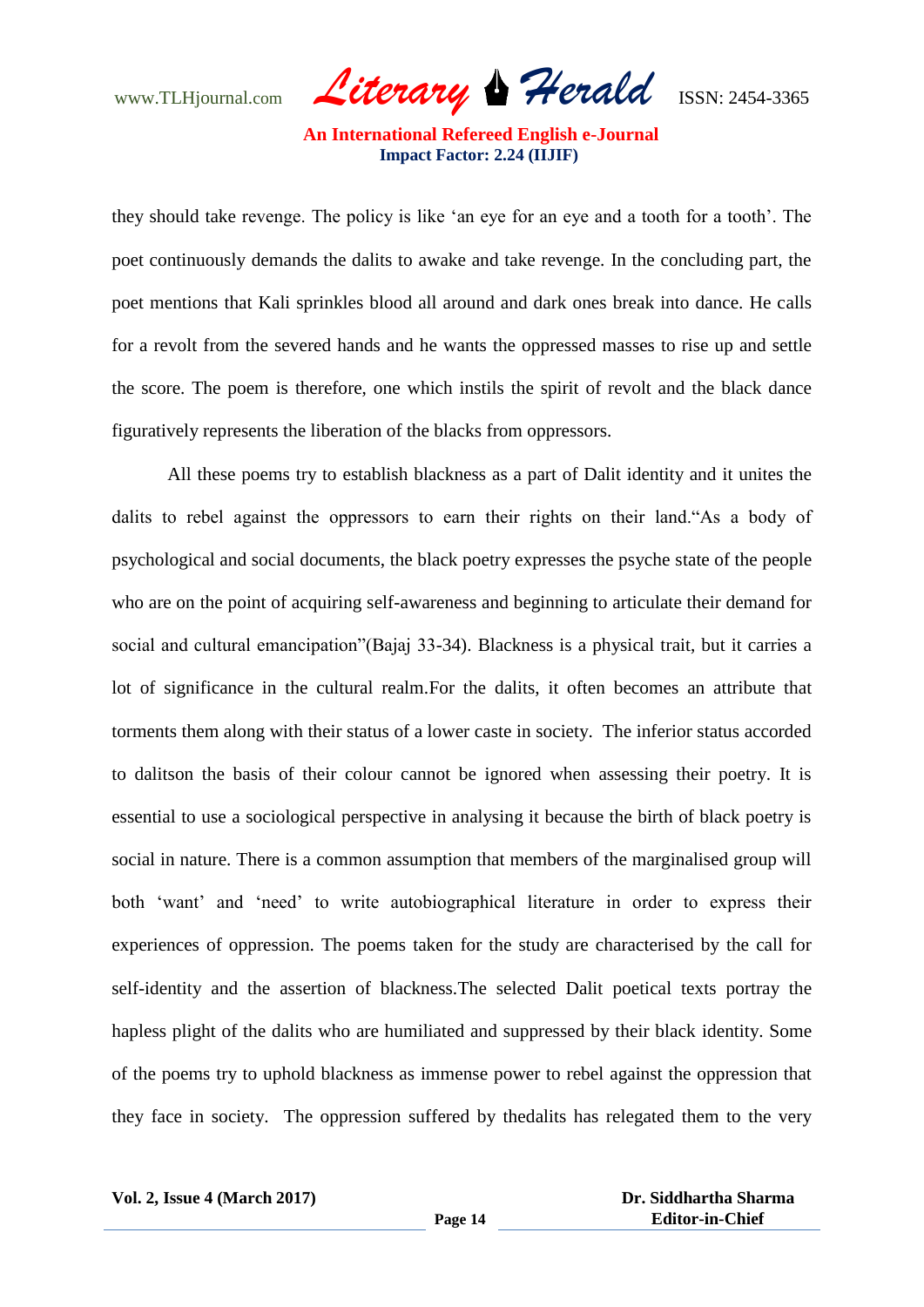they should take revenge. The policy is like ‘an eye for an eye and a tooth for a tooth’. The poet continuously demands the dalits to awake and take revenge. In the concluding part, the poet mentions that Kali sprinkles blood all around and dark ones break into dance. He calls for a revolt from the severed hands and he wants the oppressed masses to rise up and settle the score. The poem is therefore, one which instils the spirit of revolt and the black dance figuratively represents the liberation of the blacks from oppressors.

All these poems try to establish blackness as a part of Dalit identity and it unites the dalits to rebel against the oppressors to earn their rights on their land.“As a body of psychological and social documents, the black poetry expresses the psyche state of the people who are on the point of acquiring self-awareness and beginning to articulate their demand for social and cultural emancipation”(Bajaj 33-34). Blackness is a physical trait, but it carries a lot of significance in the cultural realm.For the dalits, it often becomes an attribute that torments them along with their status of a lower caste in society. The inferior status accorded to dalitson the basis of their colour cannot be ignored when assessing their poetry. It is essential to use a sociological perspective in analysing it because the birth of black poetry is social in nature. There is a common assumption that members of the marginalised group will both ‘want’ and ‘need’ to write autobiographical literature in order to express their experiences of oppression. The poems taken for the study are characterised by the call for self-identity and the assertion of blackness.The selected Dalit poetical texts portray the hapless plight of the dalits who are humiliated and suppressed by their black identity. Some of the poems try to uphold blackness as immense power to rebel against the oppression that they face in society. The oppression suffered by thedalits has relegated them to the very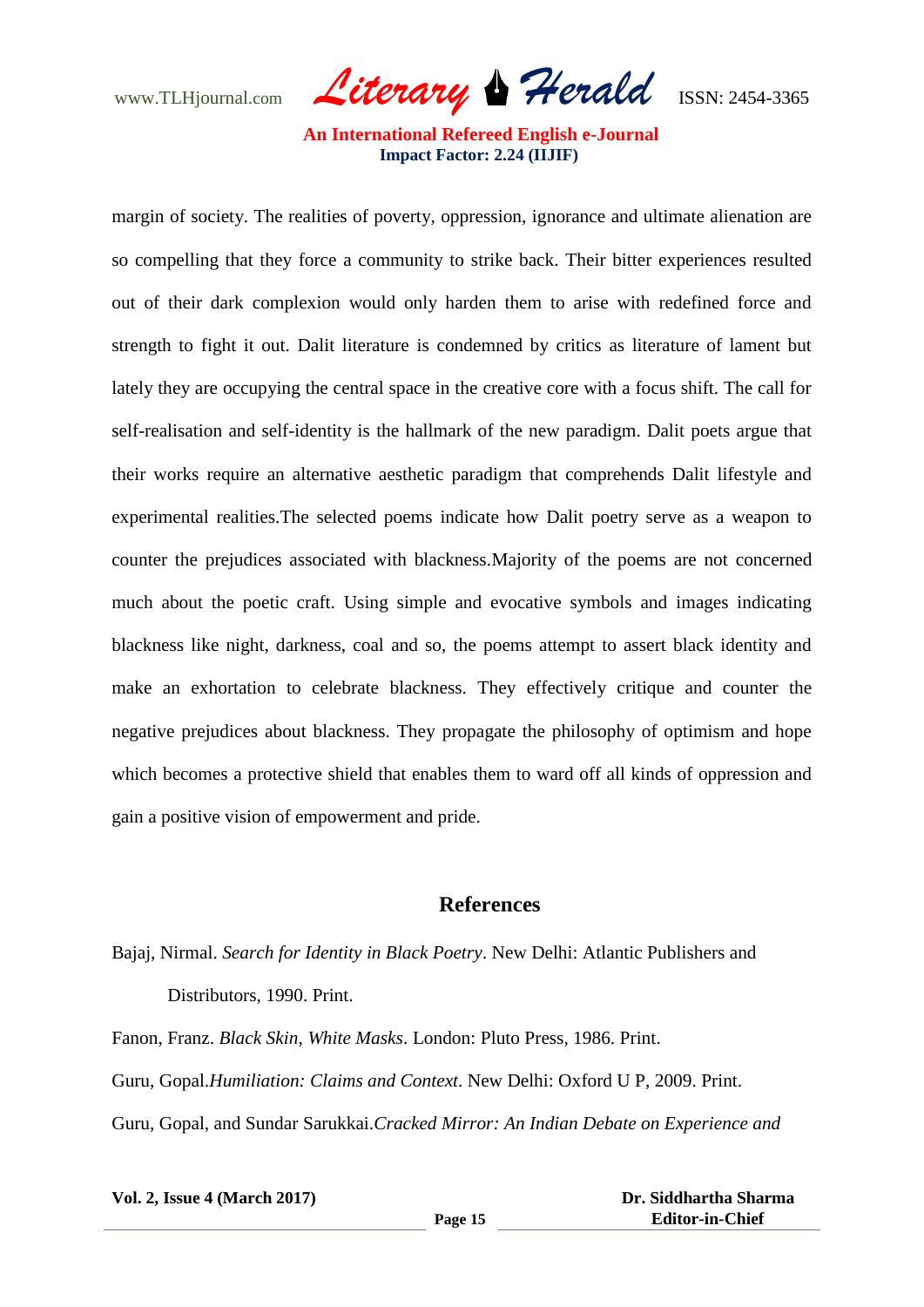margin of society. The realities of poverty, oppression, ignorance and ultimate alienation are so compelling that they force a community to strike back. Their bitter experiences resulted out of their dark complexion would only harden them to arise with redefined force and strength to fight it out. Dalit literature is condemned by critics as literature of lament but lately they are occupying the central space in the creative core with a focus shift. The call for self-realisation and self-identity is the hallmark of the new paradigm. Dalit poets argue that their works require an alternative aesthetic paradigm that comprehends Dalit lifestyle and experimental realities.The selected poems indicate how Dalit poetry serve as a weapon to counter the prejudices associated with blackness.Majority of the poems are not concerned much about the poetic craft. Using simple and evocative symbols and images indicating blackness like night, darkness, coal and so, the poems attempt to assert black identity and make an exhortation to celebrate blackness. They effectively critique and counter the negative prejudices about blackness. They propagate the philosophy of optimism and hope which becomes a protective shield that enables them to ward off all kinds of oppression and gain a positive vision of empowerment and pride.

## References

Bajaj, Nirmal. *Search for Identity in Black Poetry*. New Delhi: Atlantic Publishers and Distributors, 1990. Print.

Fanon, Franz. *Black Skin, White Masks*. London: Pluto Press, 1986. Print.

Guru, Gopal.*Humiliation: Claims and Context*. New Delhi: Oxford U P, 2009. Print.

Guru, Gopal, and Sundar Sarukkai.*Cracked Mirror: An Indian Debate on Experience and*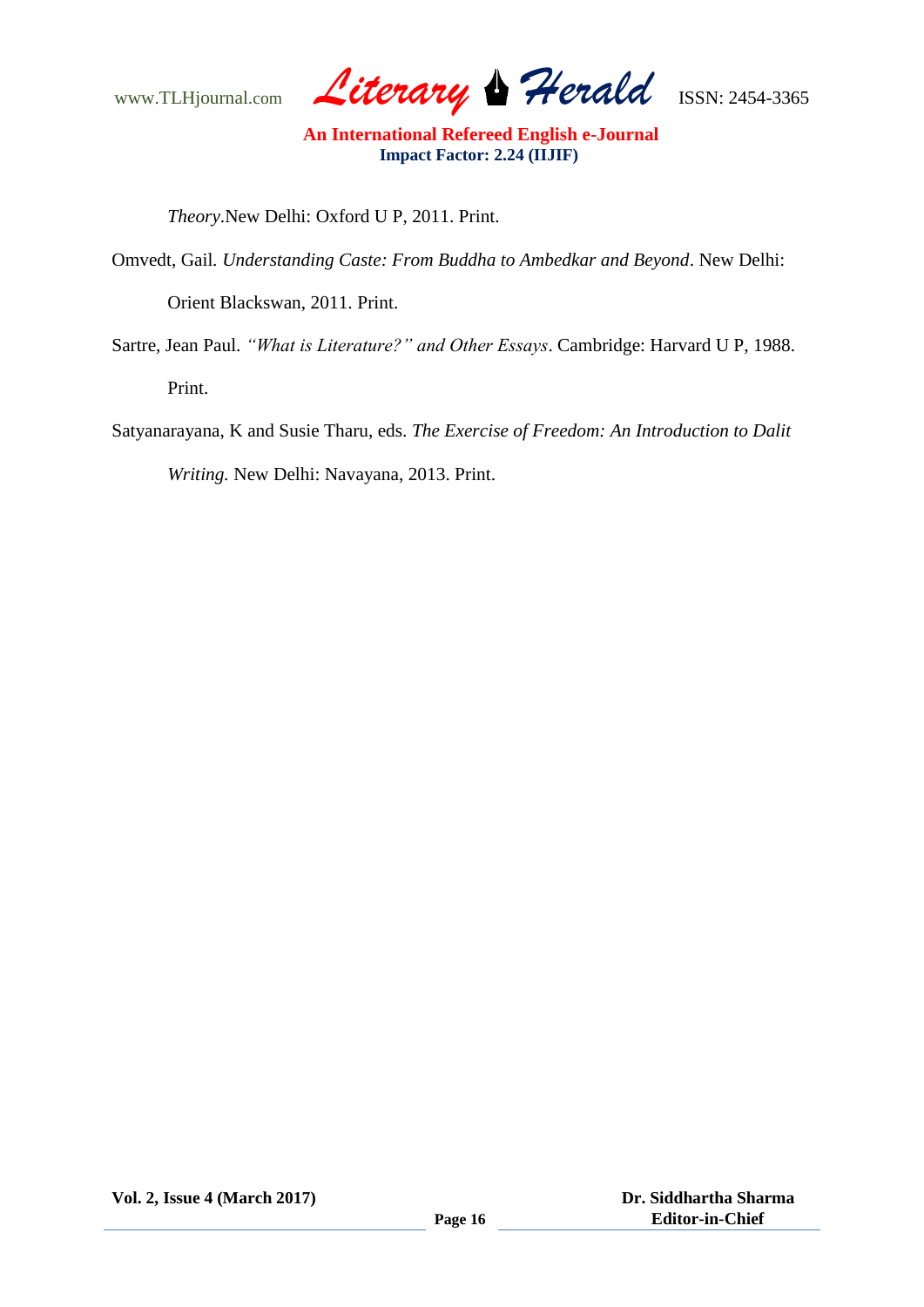*Theory*.New Delhi: Oxford U P, 2011. Print.

Omvedt, Gail. *Understanding Caste: From Buddha to Ambedkar and Beyond*. New Delhi: Orient Blackswan, 2011. Print.

Sartre, Jean Paul. *"What is Literature?" and Other Essays*. Cambridge: Harvard U P, 1988. Print.

Satyanarayana, K and Susie Tharu, eds. *The Exercise of Freedom: An Introduction to Dalit Writing.* New Delhi: Navayana, 2013. Print.